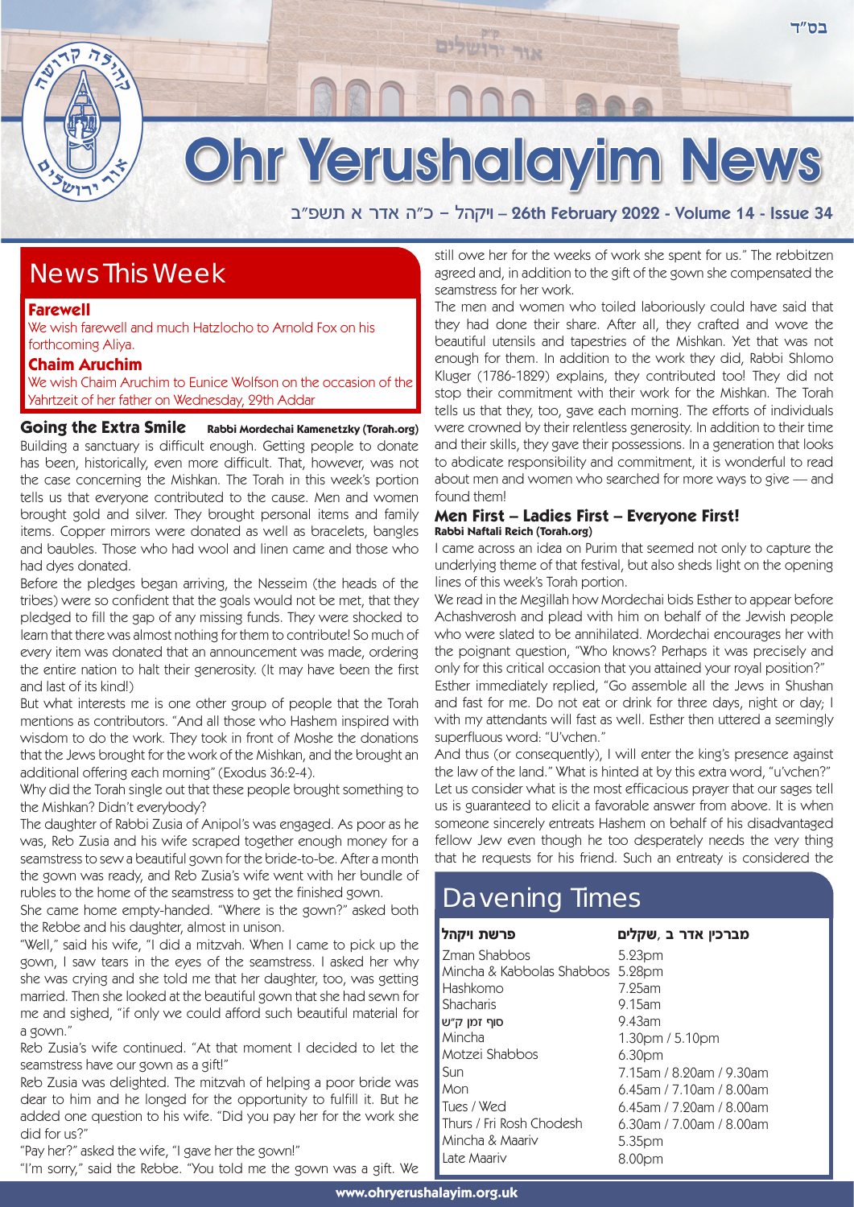בס"ד

# Ohr Yerushalayim News

ויקהל – כ"ה אדר א תשפ"ב – 26th February 2022 - Volume 14 - Issue 34

## News This Week

**Farewell**

We wish farewell and much Hatzlocho to Arnold Fox on his forthcoming Aliya.

**Chaim Aruchim**

We wish Chaim Aruchim to Eunice Wolfson on the occasion of the Yahrtzeit of her father on Wednesday, 29th Addar

## Going the Extra Smile

**Rabbi Mordechai Kamenetzky (Torah.org)**

Building a sanctuary is difficult enough. Getting people to donate has been, historically, even more difficult. That, however, was not the case concerning the Mishkan. The Torah in this week's portion tells us that everyone contributed to the cause. Men and women brought gold and silver. They brought personal items and family items. Copper mirrors were donated as well as bracelets, bangles and baubles. Those who had wool and linen came and those who had dyes donated.

Before the pledges began arriving, the Nesseim (the heads of the tribes) were so confident that the goals would not be met, that they pledged to fill the gap of any missing funds. They were shocked to learn that there was almost nothing for them to contribute! So much of every item was donated that an announcement was made, ordering the entire nation to halt their generosity. (It may have been the first and last of its kind!)

But what interests me is one other group of people that the Torah mentions as contributors. "And all those who Hashem inspired with wisdom to do the work. They took in front of Moshe the donations that the Jews brought for the work of the Mishkan, and the brought an additional offering each morning" (Exodus 36:2-4).

Why did the Torah single out that these people brought something to the Mishkan? Didn't everybody?

The daughter of Rabbi Zusia of Anipol's was engaged. As poor as he was, Reb Zusia and his wife scraped together enough money for a seamstress to sew a beautiful gown for the bride-to-be. After a month the gown was ready, and Reb Zusia's wife went with her bundle of rubles to the home of the seamstress to get the finished gown.

She came home empty-handed. "Where is the gown?" asked both the Rebbe and his daughter, almost in unison.

"Well," said his wife, "I did a mitzvah. When I came to pick up the gown, I saw tears in the eyes of the seamstress. I asked her why she was crying and she told me that her daughter, too, was getting married. Then she looked at the beautiful gown that she had sewn for me and sighed, "if only we could afford such beautiful material for a gown."

Reb Zusia's wife continued. "At that moment I decided to let the seamstress have our gown as a gift!"

Reb Zusia was delighted. The mitzvah of helping a poor bride was dear to him and he longed for the opportunity to fulfill it. But he added one question to his wife. "Did you pay her for the work she did for us?"

"Pay her?" asked the wife, "I gave her the gown!"

"I'm sorry," said the Rebbe. "You told me the gown was a gift. We still owe her for the weeks of work she spent for us." The rebbitzen agreed and, in addition to the gift of the gown she compensated the seamstress for her work.

The men and women who toiled laboriously could have said that they had done their share. After all, they crafted and wove the beautiful utensils and tapestries of the Mishkan. Yet that was not enough for them. In addition to the work they did, Rabbi Shlomo Kluger (1786-1829) explains, they contributed too! They did not stop their commitment with their work for the Mishkan. The Torah tells us that they, too, gave each morning. The efforts of individuals were crowned by their relentless generosity. In addition to their time and their skills, they gave their possessions. In a generation that looks to abdicate responsibility and commitment, it is wonderful to read about men and women who searched for more ways to give — and found them!

## Men First – Ladies First – Everyone First!

**Rabbi Naftali Reich (Torah.org)**

I came across an idea on Purim that seemed not only to capture the underlying theme of that festival, but also sheds light on the opening lines of this week's Torah portion.

We read in the Megillah how Mordechai bids Esther to appear before Achashverosh and plead with him on behalf of the Jewish people who were slated to be annihilated. Mordechai encourages her with the poignant question, "Who knows? Perhaps it was precisely and only for this critical occasion that you attained your royal position?"

Esther immediately replied, "Go assemble all the Jews in Shushan and fast for me. Do not eat or drink for three days, night or day; I with my attendants will fast as well. Esther then uttered a seemingly superfluous word: "U'vchen."

And thus (or consequently), I will enter the king's presence against the law of the land." What is hinted at by this extra word, "u'vchen?"

Let us consider what is the most efficacious prayer that our sages tell us is guaranteed to elicit a favorable answer from above. It is when someone sincerely entreats Hashem on behalf of his disadvantaged fellow Jew even though he too desperately needs the very thing that he requests for his friend. Such an entreaty is considered the

## Davening Times

| פרשת ויקהל | מברכין אדר ב ,שקלים |
|---|---|
| Zman Shabbos | 5.23pm |
| Mincha & Kabbolas Shabbos | 5.28pm |
| Hashkomo | 7.25am |
| Shacharis | 9.15am |
| סוף זמן ק"ש | 9.43am |
| Mincha | 1.30pm / 5.10pm |
| Motzei Shabbos | 6.30pm |
| Sun | 7.15am / 8.20am / 9.30am |
| Mon | 6.45am / 7.10am / 8.00am |
| Tues / Wed | 6.45am / 7.20am / 8.00am |
| Thurs / Fri Rosh Chodesh | 6.30am / 7.00am / 8.00am |
| Mincha & Maariv | 5.35pm |
| Late Maariv | 8.00pm |

www.ohryerushalayim.org.uk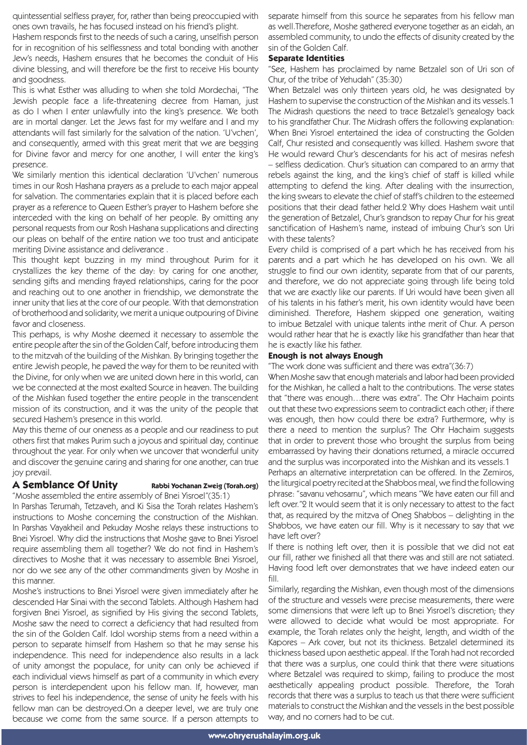quintessential selfless prayer, for, rather than being preoccupied with ones own travails, he has focused instead on his friend's plight.

Hashem responds first to the needs of such a caring, unselfish person for in recognition of his selflessness and total bonding with another Jew's needs, Hashem ensures that he becomes the conduit of His divine blessing, and will therefore be the first to receive His bounty and goodness.

This is what Esther was alluding to when she told Mordechai, "The Jewish people face a life-threatening decree from Haman, just as do I when I enter unlawfully into the king's presence. We both are in mortal danger. Let the Jews fast for my welfare and I and my attendants will fast similarly for the salvation of the nation. 'U'vchen', and consequently, armed with this great merit that we are begging for Divine favor and mercy for one another, I will enter the king's presence.

We similarly mention this identical declaration 'U'vchen' numerous times in our Rosh Hashana prayers as a prelude to each major appeal for salvation. The commentaries explain that it is placed before each prayer as a reference to Queen Esther's prayer to Hashem before she interceded with the king on behalf of her people. By omitting any personal requests from our Rosh Hashana supplications and directing our pleas on behalf of the entire nation we too trust and anticipate meriting Divine assistance and deliverance .

This thought kept buzzing in my mind throughout Purim for it crystallizes the key theme of the day: by caring for one another, sending gifts and mending frayed relationships, caring for the poor and reaching out to one another in friendship, we demonstrate the inner unity that lies at the core of our people. With that demonstration of brotherhood and solidarity, we merit a unique outpouring of Divine favor and closeness.

This perhaps, is why Moshe deemed it necessary to assemble the entire people after the sin of the Golden Calf, before introducing them to the mitzvah of the building of the Mishkan. By bringing together the entire Jewish people, he paved the way for them to be reunited with the Divine, for only when we are united down here in this world, can we be connected at the most exalted Source in heaven. The building of the Mishkan fused together the entire people in the transcendent mission of its construction, and it was the unity of the people that secured Hashem's presence in this world.

May this theme of our oneness as a people and our readiness to put others first that makes Purim such a joyous and spiritual day, continue throughout the year. For only when we uncover that wonderful unity and discover the genuine caring and sharing for one another, can true joy prevail.

## A Semblance Of Unity

**Rabbi Yochanan Zweig (Torah.org)**

"Moshe assembled the entire assembly of Bnei Yisroel"(35:1)

In Parshas Terumah, Tetzaveh, and Ki Sisa the Torah relates Hashem's instructions to Moshe concerning the construction of the Mishkan. In Parshas Vayakheil and Pekuday Moshe relays these instructions to Bnei Yisroel. Why did the instructions that Moshe gave to Bnei Yisroel require assembling them all together? We do not find in Hashem's directives to Moshe that it was necessary to assemble Bnei Yisroel, nor do we see any of the other commandments given by Moshe in this manner.

Moshe's instructions to Bnei Yisroel were given immediately after he descended Har Sinai with the second Tablets. Although Hashem had forgiven Bnei Yisroel, as signified by His giving the second Tablets, Moshe saw the need to correct a deficiency that had resulted from the sin of the Golden Calf. Idol worship stems from a need within a person to separate himself from Hashem so that he may sense his independence. This need for independence also results in a lack of unity amongst the populace, for unity can only be achieved if each individual views himself as part of a community in which every person is interdependent upon his fellow man. If, however, man strives to feel his independence, the sense of unity he feels with his fellow man can be destroyed.On a deeper level, we are truly one because we come from the same source. If a person attempts to separate himself from this source he separates from his fellow man as well.Therefore, Moshe gathered everyone together as an eidah, an assembled community, to undo the effects of disunity created by the sin of the Golden Calf.

### Separate Identities

"See, Hashem has proclaimed by name Betzalel son of Uri son of Chur, of the tribe of Yehudah" (35:30)

When Betzalel was only thirteen years old, he was designated by Hashem to supervise the construction of the Mishkan and its vessels.[1] The Midrash questions the need to trace Betzalel's genealogy back to his grandfather Chur. The Midrash offers the following explanation: When Bnei Yisroel entertained the idea of constructing the Golden Calf, Chur resisted and consequently was killed. Hashem swore that He would reward Chur's descendants for his act of mesiras nefesh – selfless dedication. Chur's situation can compared to an army that rebels against the king, and the king's chief of staff is killed while attempting to defend the king. After dealing with the insurrection, the king swears to elevate the chief of staff's children to the esteemed positions that their dead father held.[2] Why does Hashem wait until the generation of Betzalel, Chur's grandson to repay Chur for his great sanctification of Hashem's name, instead of imbuing Chur's son Uri with these talents?

Every child is comprised of a part which he has received from his parents and a part which he has developed on his own. We all struggle to find our own identity, separate from that of our parents, and therefore, we do not appreciate going through life being told that we are exactly like our parents. If Uri would have been given all of his talents in his father's merit, his own identity would have been diminished. Therefore, Hashem skipped one generation, waiting to imbue Betzalel with unique talents inthe merit of Chur. A person would rather hear that he is exactly like his grandfather than hear that he is exactly like his father.

### Enough is not always Enough

"The work done was sufficient and there was extra"(36:7)

When Moshe saw that enough materials and labor had been provided for the Mishkan, he called a halt to the contributions. The verse states that "there was enough…there was extra". The Ohr Hachaim points out that these two expressions seem to contradict each other; if there was enough, then how could there be extra? Furthermore, why is there a need to mention the surplus? The Ohr Hachaim suggests that in order to prevent those who brought the surplus from being embarrassed by having their donations returned, a miracle occurred and the surplus was incorporated into the Mishkan and its vessels.[1]

Perhaps an alternative interpretation can be offered. In the Zemiros, the liturgical poetry recited at the Shabbos meal, we find the following phrase: "savanu vehosarnu", which means "We have eaten our fill and left over."[2] It would seem that it is only necessary to attest to the fact that, as required by the mitzva of Oneg Shabbos – delighting in the Shabbos, we have eaten our fill. Why is it necessary to say that we have left over?

If there is nothing left over, then it is possible that we did not eat our fill, rather we finished all that there was and still are not satiated. Having food left over demonstrates that we have indeed eaten our fill.

Similarly, regarding the Mishkan, even though most of the dimensions of the structure and vessels were precise measurements, there were some dimensions that were left up to Bnei Yisroel's discretion; they were allowed to decide what would be most appropriate. For example, the Torah relates only the height, length, and width of the Kapores – Ark cover, but not its thickness. Betzalel determined its thickness based upon aesthetic appeal. If the Torah had not recorded that there was a surplus, one could think that there were situations where Betzalel was required to skimp, failing to produce the most aesthetically appealing product possible. Therefore, the Torah records that there was a surplus to teach us that there were sufficient materials to construct the Mishkan and the vessels in the best possible way, and no corners had to be cut.

www.ohryerushalayim.org.uk